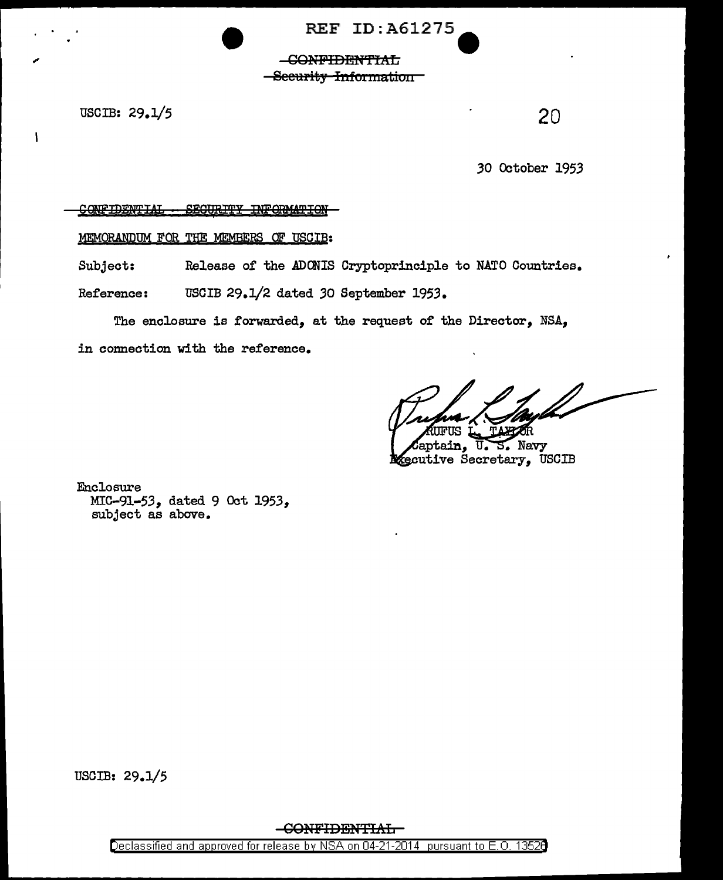REF ID:A61275

~~CONFIDENTIAL~~
~~Security Information~~

USCIB: 29.1/5

20

30 October 1953

~~CONFIDENTIAL - SECURITY INFORMATION~~

MEMORANDUM FOR THE MEMBERS OF USCIB:

Subject: Release of the ADONIS Cryptoprinciple to NATO Countries.

Reference: USCIB 29.1/2 dated 30 September 1953.

The enclosure is forwarded, at the request of the Director, NSA, in connection with the reference.

RUFUS L. TAYLOR
Captain, U. S. Navy
Executive Secretary, USCIB

Enclosure
MIC-91-53, dated 9 Oct 1953,
subject as above.

USCIB: 29.1/5

~~CONFIDENTIAL~~

Declassified and approved for release by NSA on 04-21-2014 pursuant to E.O. 13526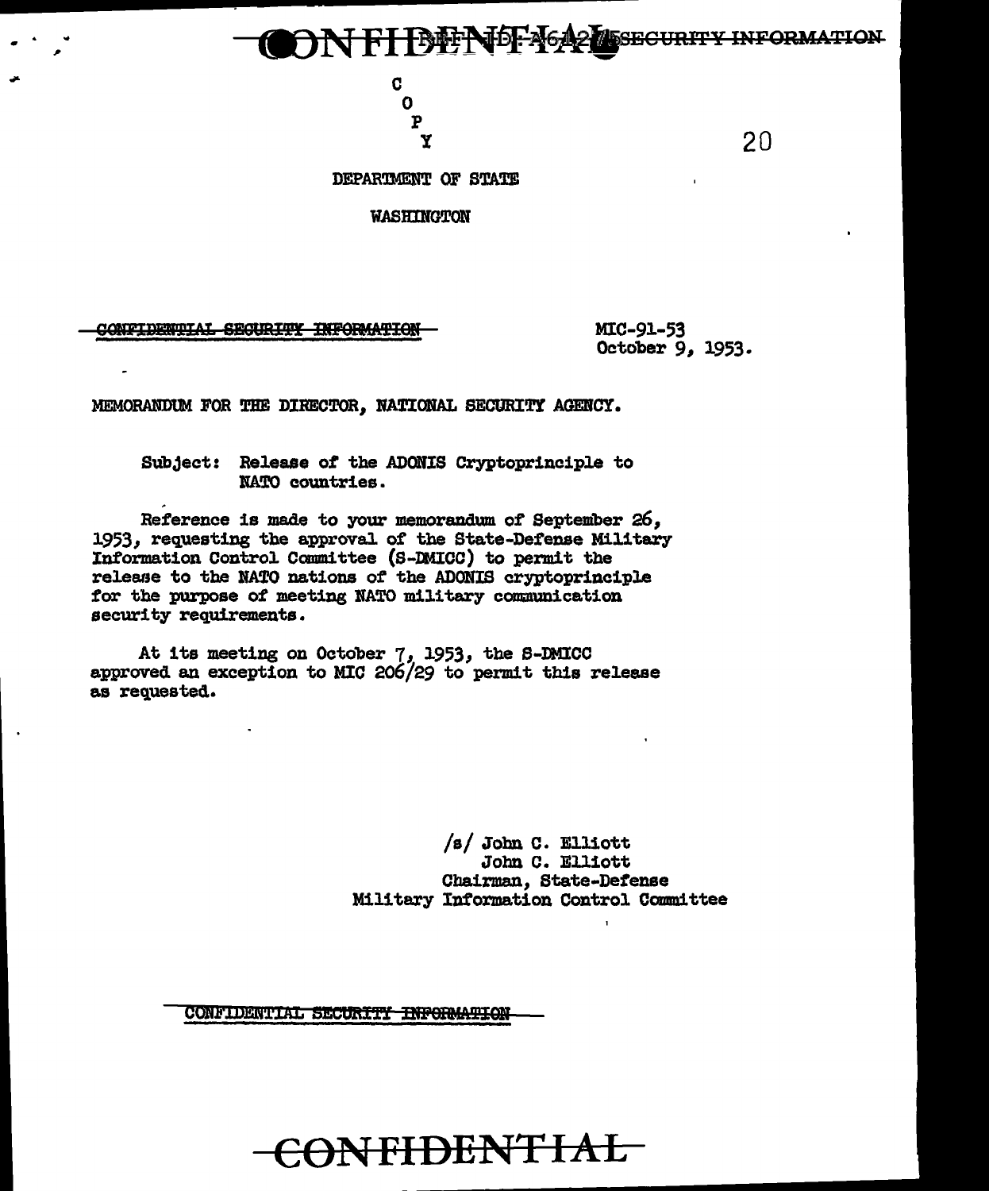CONFIDENTIAL SECURITY INFORMATION

C
O
P
Y

DEPARTMENT OF STATE

WASHINGTON

CONFIDENTIAL SECURITY INFORMATION

MIC-91-53
October 9, 1953.

MEMORANDUM FOR THE DIRECTOR, NATIONAL SECURITY AGENCY.

Subject: Release of the ADONIS Cryptoprinciple to NATO countries.

Reference is made to your memorandum of September 26, 1953, requesting the approval of the State-Defense Military Information Control Committee (S-DMICC) to permit the release to the NATO nations of the ADONIS cryptoprinciple for the purpose of meeting NATO military communication security requirements.

At its meeting on October 7, 1953, the S-DMICC approved an exception to MIC 206/29 to permit this release as requested.

/s/ John C. Elliott
John C. Elliott
Chairman, State-Defense
Military Information Control Committee

CONFIDENTIAL SECURITY INFORMATION

CONFIDENTIAL